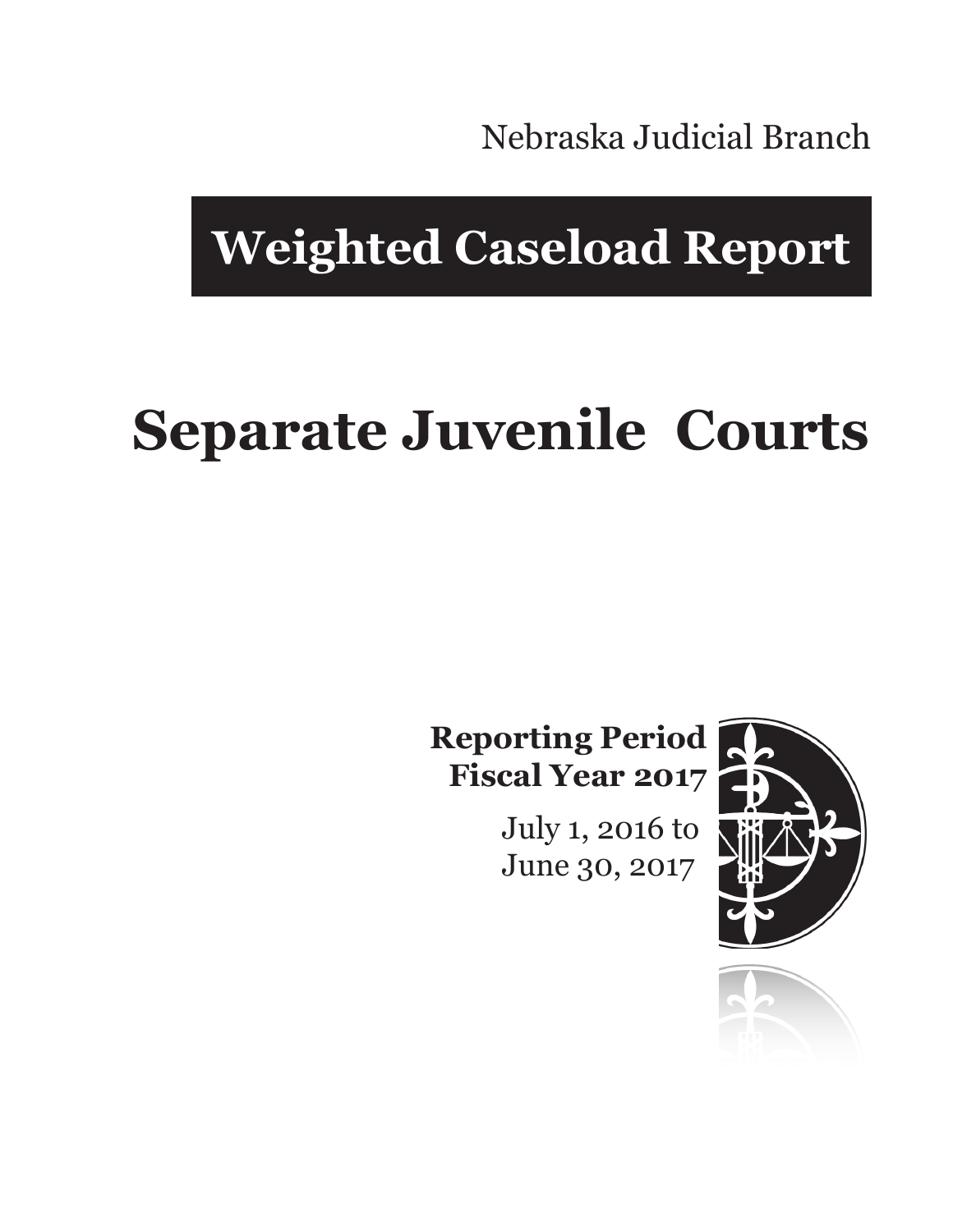Nebraska Judicial Branch

# Weighted Caseload Report

# Separate Juvenile Courts

**Reporting Period**
**Fiscal Year 2017**

July 1, 2016 to
June 30, 2017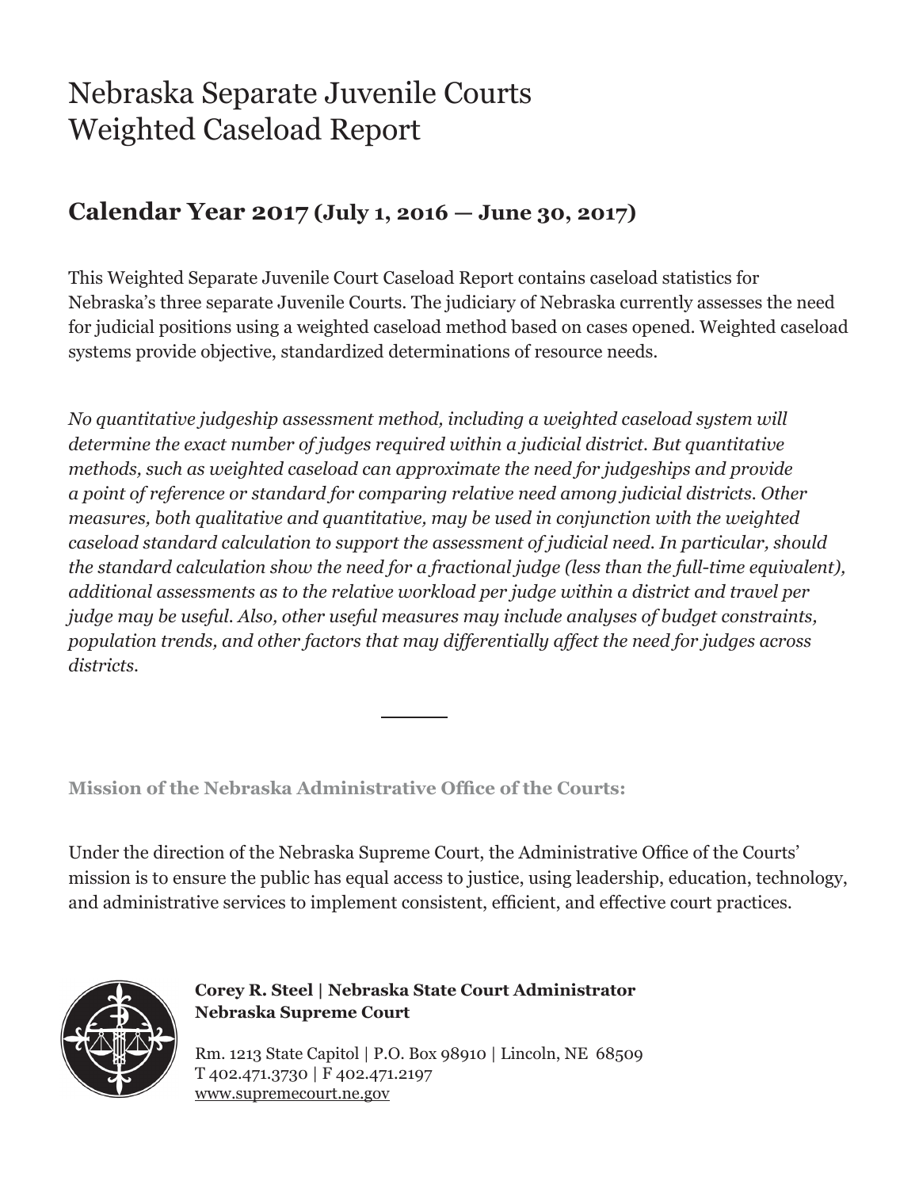# Nebraska Separate Juvenile Courts
# Weighted Caseload Report

## Calendar Year 2017 (July 1, 2016 — June 30, 2017)

This Weighted Separate Juvenile Court Caseload Report contains caseload statistics for Nebraska's three separate Juvenile Courts. The judiciary of Nebraska currently assesses the need for judicial positions using a weighted caseload method based on cases opened. Weighted caseload systems provide objective, standardized determinations of resource needs.

*No quantitative judgeship assessment method, including a weighted caseload system will determine the exact number of judges required within a judicial district. But quantitative methods, such as weighted caseload can approximate the need for judgeships and provide a point of reference or standard for comparing relative need among judicial districts. Other measures, both qualitative and quantitative, may be used in conjunction with the weighted caseload standard calculation to support the assessment of judicial need. In particular, should the standard calculation show the need for a fractional judge (less than the full-time equivalent), additional assessments as to the relative workload per judge within a district and travel per judge may be useful. Also, other useful measures may include analyses of budget constraints, population trends, and other factors that may differentially affect the need for judges across districts.*

---

**Mission of the Nebraska Administrative Office of the Courts:**

Under the direction of the Nebraska Supreme Court, the Administrative Office of the Courts' mission is to ensure the public has equal access to justice, using leadership, education, technology, and administrative services to implement consistent, efficient, and effective court practices.

**Corey R. Steel | Nebraska State Court Administrator**
**Nebraska Supreme Court**

Rm. 1213 State Capitol | P.O. Box 98910 | Lincoln, NE 68509
T 402.471.3730 | F 402.471.2197
www.supremecourt.ne.gov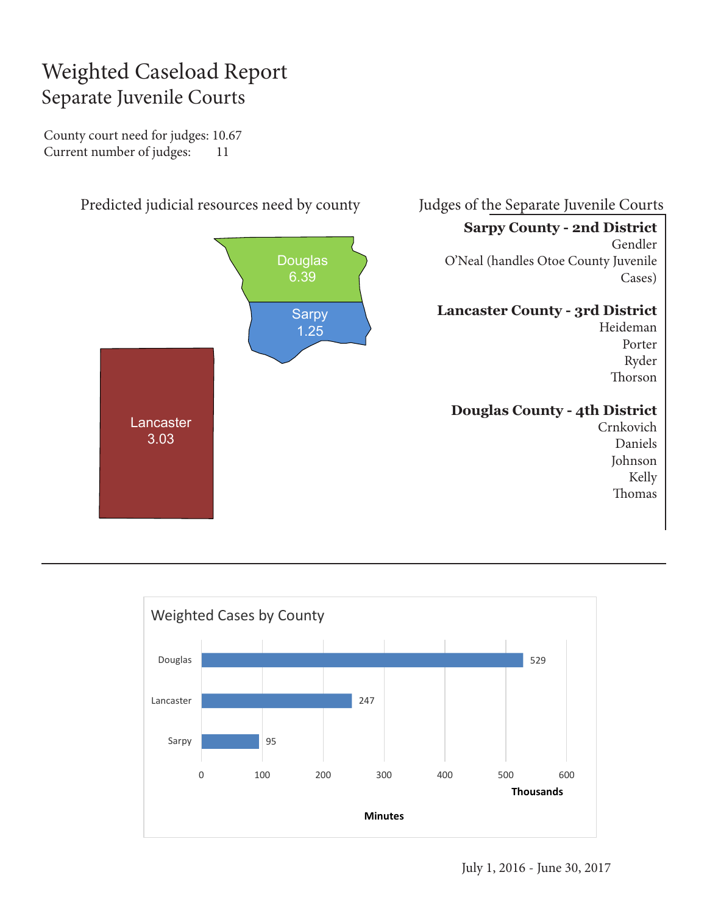# Weighted Caseload Report

## Separate Juvenile Courts

County court need for judges: 10.67
Current number of judges: 11

Predicted judicial resources need by county

Douglas
6.39

Sarpy
1.25

Lancaster
3.03

### Judges of the Separate Juvenile Courts

**Sarpy County - 2nd District**
Gendler
O'Neal (handles Otoe County Juvenile Cases)

**Lancaster County - 3rd District**
Heideman
Porter
Ryder
Thorson

**Douglas County - 4th District**
Crnkovich
Daniels
Johnson
Kelly
Thomas

---

Weighted Cases by County

Douglas
529

Lancaster
247

Sarpy
95

0
100
200
300
400
500
600

Thousands

Minutes

July 1, 2016 - June 30, 2017